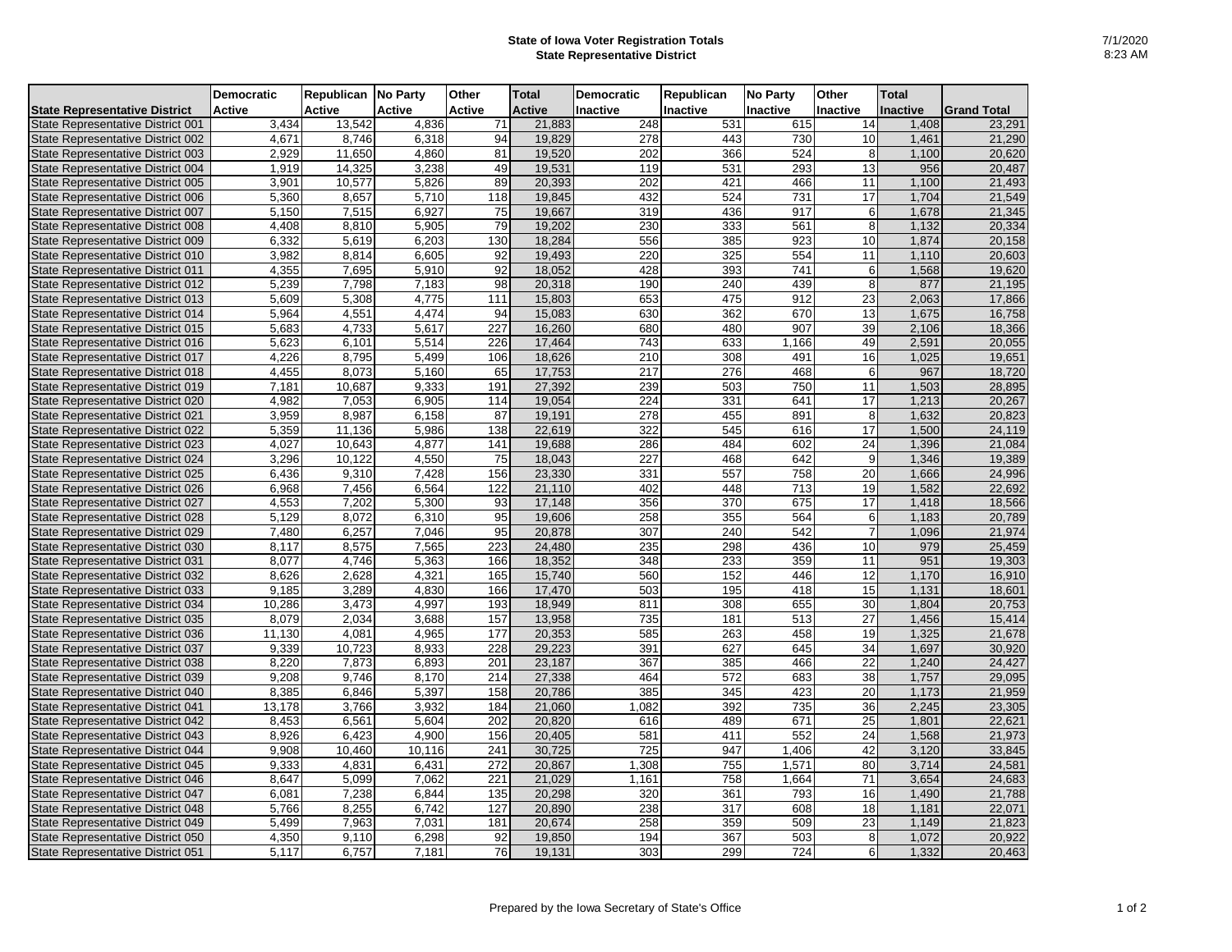# State of Iowa Voter Registration Totals
## State Representative District

7/1/2020
8:23 AM

| State Representative District | Democratic Active | Republican Active | No Party Active | Other Active | Total Active | Democratic Inactive | Republican Inactive | No Party Inactive | Other Inactive | Total Inactive | Grand Total |
|---|---|---|---|---|---|---|---|---|---|---|---|
| State Representative District 001 | 3,434 | 13,542 | 4,836 | 71 | 21,883 | 248 | 531 | 615 | 14 | 1,408 | 23,291 |
| State Representative District 002 | 4,671 | 8,746 | 6,318 | 94 | 19,829 | 278 | 443 | 730 | 10 | 1,461 | 21,290 |
| State Representative District 003 | 2,929 | 11,650 | 4,860 | 81 | 19,520 | 202 | 366 | 524 | 8 | 1,100 | 20,620 |
| State Representative District 004 | 1,919 | 14,325 | 3,238 | 49 | 19,531 | 119 | 531 | 293 | 13 | 956 | 20,487 |
| State Representative District 005 | 3,901 | 10,577 | 5,826 | 89 | 20,393 | 202 | 421 | 466 | 11 | 1,100 | 21,493 |
| State Representative District 006 | 5,360 | 8,657 | 5,710 | 118 | 19,845 | 432 | 524 | 731 | 17 | 1,704 | 21,549 |
| State Representative District 007 | 5,150 | 7,515 | 6,927 | 75 | 19,667 | 319 | 436 | 917 | 6 | 1,678 | 21,345 |
| State Representative District 008 | 4,408 | 8,810 | 5,905 | 79 | 19,202 | 230 | 333 | 561 | 8 | 1,132 | 20,334 |
| State Representative District 009 | 6,332 | 5,619 | 6,203 | 130 | 18,284 | 556 | 385 | 923 | 10 | 1,874 | 20,158 |
| State Representative District 010 | 3,982 | 8,814 | 6,605 | 92 | 19,493 | 220 | 325 | 554 | 11 | 1,110 | 20,603 |
| State Representative District 011 | 4,355 | 7,695 | 5,910 | 92 | 18,052 | 428 | 393 | 741 | 6 | 1,568 | 19,620 |
| State Representative District 012 | 5,239 | 7,798 | 7,183 | 98 | 20,318 | 190 | 240 | 439 | 8 | 877 | 21,195 |
| State Representative District 013 | 5,609 | 5,308 | 4,775 | 111 | 15,803 | 653 | 475 | 912 | 23 | 2,063 | 17,866 |
| State Representative District 014 | 5,964 | 4,551 | 4,474 | 94 | 15,083 | 630 | 362 | 670 | 13 | 1,675 | 16,758 |
| State Representative District 015 | 5,683 | 4,733 | 5,617 | 227 | 16,260 | 680 | 480 | 907 | 39 | 2,106 | 18,366 |
| State Representative District 016 | 5,623 | 6,101 | 5,514 | 226 | 17,464 | 743 | 633 | 1,166 | 49 | 2,591 | 20,055 |
| State Representative District 017 | 4,226 | 8,795 | 5,499 | 106 | 18,626 | 210 | 308 | 491 | 16 | 1,025 | 19,651 |
| State Representative District 018 | 4,455 | 8,073 | 5,160 | 65 | 17,753 | 217 | 276 | 468 | 6 | 967 | 18,720 |
| State Representative District 019 | 7,181 | 10,687 | 9,333 | 191 | 27,392 | 239 | 503 | 750 | 11 | 1,503 | 28,895 |
| State Representative District 020 | 4,982 | 7,053 | 6,905 | 114 | 19,054 | 224 | 331 | 641 | 17 | 1,213 | 20,267 |
| State Representative District 021 | 3,959 | 8,987 | 6,158 | 87 | 19,191 | 278 | 455 | 891 | 8 | 1,632 | 20,823 |
| State Representative District 022 | 5,359 | 11,136 | 5,986 | 138 | 22,619 | 322 | 545 | 616 | 17 | 1,500 | 24,119 |
| State Representative District 023 | 4,027 | 10,643 | 4,877 | 141 | 19,688 | 286 | 484 | 602 | 24 | 1,396 | 21,084 |
| State Representative District 024 | 3,296 | 10,122 | 4,550 | 75 | 18,043 | 227 | 468 | 642 | 9 | 1,346 | 19,389 |
| State Representative District 025 | 6,436 | 9,310 | 7,428 | 156 | 23,330 | 331 | 557 | 758 | 20 | 1,666 | 24,996 |
| State Representative District 026 | 6,968 | 7,456 | 6,564 | 122 | 21,110 | 402 | 448 | 713 | 19 | 1,582 | 22,692 |
| State Representative District 027 | 4,553 | 7,202 | 5,300 | 93 | 17,148 | 356 | 370 | 675 | 17 | 1,418 | 18,566 |
| State Representative District 028 | 5,129 | 8,072 | 6,310 | 95 | 19,606 | 258 | 355 | 564 | 6 | 1,183 | 20,789 |
| State Representative District 029 | 7,480 | 6,257 | 7,046 | 95 | 20,878 | 307 | 240 | 542 | 7 | 1,096 | 21,974 |
| State Representative District 030 | 8,117 | 8,575 | 7,565 | 223 | 24,480 | 235 | 298 | 436 | 10 | 979 | 25,459 |
| State Representative District 031 | 8,077 | 4,746 | 5,363 | 166 | 18,352 | 348 | 233 | 359 | 11 | 951 | 19,303 |
| State Representative District 032 | 8,626 | 2,628 | 4,321 | 165 | 15,740 | 560 | 152 | 446 | 12 | 1,170 | 16,910 |
| State Representative District 033 | 9,185 | 3,289 | 4,830 | 166 | 17,470 | 503 | 195 | 418 | 15 | 1,131 | 18,601 |
| State Representative District 034 | 10,286 | 3,473 | 4,997 | 193 | 18,949 | 811 | 308 | 655 | 30 | 1,804 | 20,753 |
| State Representative District 035 | 8,079 | 2,034 | 3,688 | 157 | 13,958 | 735 | 181 | 513 | 27 | 1,456 | 15,414 |
| State Representative District 036 | 11,130 | 4,081 | 4,965 | 177 | 20,353 | 585 | 263 | 458 | 19 | 1,325 | 21,678 |
| State Representative District 037 | 9,339 | 10,723 | 8,933 | 228 | 29,223 | 391 | 627 | 645 | 34 | 1,697 | 30,920 |
| State Representative District 038 | 8,220 | 7,873 | 6,893 | 201 | 23,187 | 367 | 385 | 466 | 22 | 1,240 | 24,427 |
| State Representative District 039 | 9,208 | 9,746 | 8,170 | 214 | 27,338 | 464 | 572 | 683 | 38 | 1,757 | 29,095 |
| State Representative District 040 | 8,385 | 6,846 | 5,397 | 158 | 20,786 | 385 | 345 | 423 | 20 | 1,173 | 21,959 |
| State Representative District 041 | 13,178 | 3,766 | 3,932 | 184 | 21,060 | 1,082 | 392 | 735 | 36 | 2,245 | 23,305 |
| State Representative District 042 | 8,453 | 6,561 | 5,604 | 202 | 20,820 | 616 | 489 | 671 | 25 | 1,801 | 22,621 |
| State Representative District 043 | 8,926 | 6,423 | 4,900 | 156 | 20,405 | 581 | 411 | 552 | 24 | 1,568 | 21,973 |
| State Representative District 044 | 9,908 | 10,460 | 10,116 | 241 | 30,725 | 725 | 947 | 1,406 | 42 | 3,120 | 33,845 |
| State Representative District 045 | 9,333 | 4,831 | 6,431 | 272 | 20,867 | 1,308 | 755 | 1,571 | 80 | 3,714 | 24,581 |
| State Representative District 046 | 8,647 | 5,099 | 7,062 | 221 | 21,029 | 1,161 | 758 | 1,664 | 71 | 3,654 | 24,683 |
| State Representative District 047 | 6,081 | 7,238 | 6,844 | 135 | 20,298 | 320 | 361 | 793 | 16 | 1,490 | 21,788 |
| State Representative District 048 | 5,766 | 8,255 | 6,742 | 127 | 20,890 | 238 | 317 | 608 | 18 | 1,181 | 22,071 |
| State Representative District 049 | 5,499 | 7,963 | 7,031 | 181 | 20,674 | 258 | 359 | 509 | 23 | 1,149 | 21,823 |
| State Representative District 050 | 4,350 | 9,110 | 6,298 | 92 | 19,850 | 194 | 367 | 503 | 8 | 1,072 | 20,922 |
| State Representative District 051 | 5,117 | 6,757 | 7,181 | 76 | 19,131 | 303 | 299 | 724 | 6 | 1,332 | 20,463 |

Prepared by the Iowa Secretary of State's Office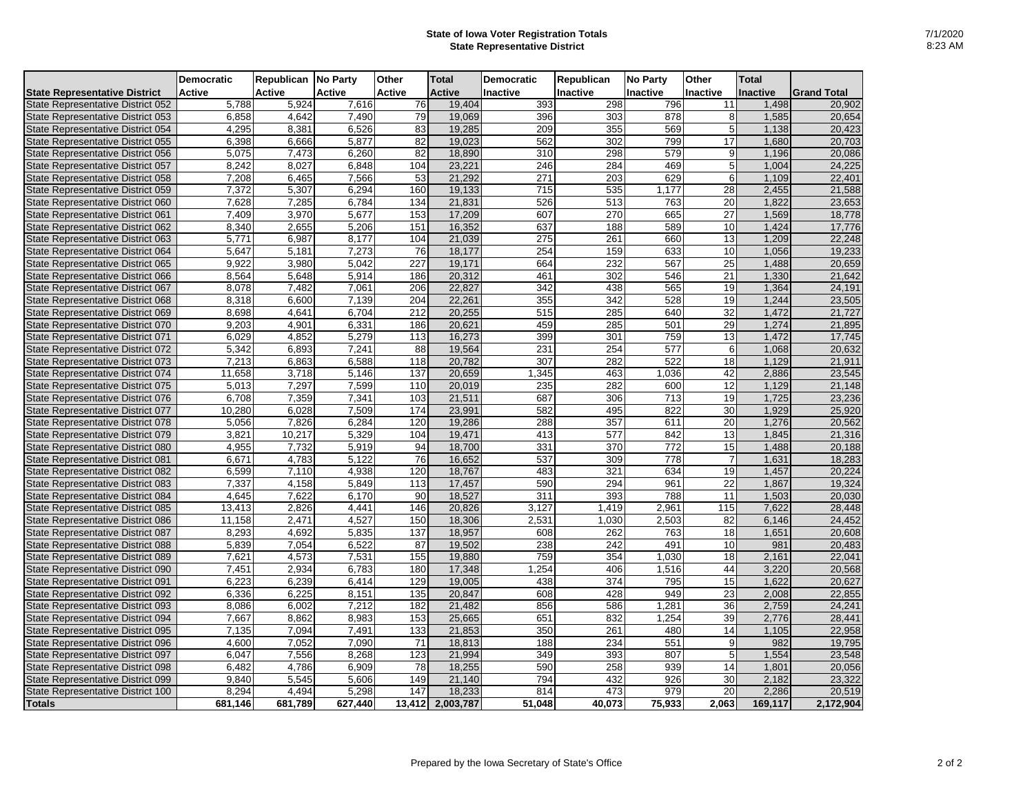# State of Iowa Voter Registration Totals
## State Representative District

7/1/2020
8:23 AM

| State Representative District | Democratic Active | Republican Active | No Party Active | Other Active | Total Active | Democratic Inactive | Republican Inactive | No Party Inactive | Other Inactive | Total Inactive | Grand Total |
|---|---|---|---|---|---|---|---|---|---|---|---|
| State Representative District 052 | 5,788 | 5,924 | 7,616 | 76 | 19,404 | 393 | 298 | 796 | 11 | 1,498 | 20,902 |
| State Representative District 053 | 6,858 | 4,642 | 7,490 | 79 | 19,069 | 396 | 303 | 878 | 8 | 1,585 | 20,654 |
| State Representative District 054 | 4,295 | 8,381 | 6,526 | 83 | 19,285 | 209 | 355 | 569 | 5 | 1,138 | 20,423 |
| State Representative District 055 | 6,398 | 6,666 | 5,877 | 82 | 19,023 | 562 | 302 | 799 | 17 | 1,680 | 20,703 |
| State Representative District 056 | 5,075 | 7,473 | 6,260 | 82 | 18,890 | 310 | 298 | 579 | 9 | 1,196 | 20,086 |
| State Representative District 057 | 8,242 | 8,027 | 6,848 | 104 | 23,221 | 246 | 284 | 469 | 5 | 1,004 | 24,225 |
| State Representative District 058 | 7,208 | 6,465 | 7,566 | 53 | 21,292 | 271 | 203 | 629 | 6 | 1,109 | 22,401 |
| State Representative District 059 | 7,372 | 5,307 | 6,294 | 160 | 19,133 | 715 | 535 | 1,177 | 28 | 2,455 | 21,588 |
| State Representative District 060 | 7,628 | 7,285 | 6,784 | 134 | 21,831 | 526 | 513 | 763 | 20 | 1,822 | 23,653 |
| State Representative District 061 | 7,409 | 3,970 | 5,677 | 153 | 17,209 | 607 | 270 | 665 | 27 | 1,569 | 18,778 |
| State Representative District 062 | 8,340 | 2,655 | 5,206 | 151 | 16,352 | 637 | 188 | 589 | 10 | 1,424 | 17,776 |
| State Representative District 063 | 5,771 | 6,987 | 8,177 | 104 | 21,039 | 275 | 261 | 660 | 13 | 1,209 | 22,248 |
| State Representative District 064 | 5,647 | 5,181 | 7,273 | 76 | 18,177 | 254 | 159 | 633 | 10 | 1,056 | 19,233 |
| State Representative District 065 | 9,922 | 3,980 | 5,042 | 227 | 19,171 | 664 | 232 | 567 | 25 | 1,488 | 20,659 |
| State Representative District 066 | 8,564 | 5,648 | 5,914 | 186 | 20,312 | 461 | 302 | 546 | 21 | 1,330 | 21,642 |
| State Representative District 067 | 8,078 | 7,482 | 7,061 | 206 | 22,827 | 342 | 438 | 565 | 19 | 1,364 | 24,191 |
| State Representative District 068 | 8,318 | 6,600 | 7,139 | 204 | 22,261 | 355 | 342 | 528 | 19 | 1,244 | 23,505 |
| State Representative District 069 | 8,698 | 4,641 | 6,704 | 212 | 20,255 | 515 | 285 | 640 | 32 | 1,472 | 21,727 |
| State Representative District 070 | 9,203 | 4,901 | 6,331 | 186 | 20,621 | 459 | 285 | 501 | 29 | 1,274 | 21,895 |
| State Representative District 071 | 6,029 | 4,852 | 5,279 | 113 | 16,273 | 399 | 301 | 759 | 13 | 1,472 | 17,745 |
| State Representative District 072 | 5,342 | 6,893 | 7,241 | 88 | 19,564 | 231 | 254 | 577 | 6 | 1,068 | 20,632 |
| State Representative District 073 | 7,213 | 6,863 | 6,588 | 118 | 20,782 | 307 | 282 | 522 | 18 | 1,129 | 21,911 |
| State Representative District 074 | 11,658 | 3,718 | 5,146 | 137 | 20,659 | 1,345 | 463 | 1,036 | 42 | 2,886 | 23,545 |
| State Representative District 075 | 5,013 | 7,297 | 7,599 | 110 | 20,019 | 235 | 282 | 600 | 12 | 1,129 | 21,148 |
| State Representative District 076 | 6,708 | 7,359 | 7,341 | 103 | 21,511 | 687 | 306 | 713 | 19 | 1,725 | 23,236 |
| State Representative District 077 | 10,280 | 6,028 | 7,509 | 174 | 23,991 | 582 | 495 | 822 | 30 | 1,929 | 25,920 |
| State Representative District 078 | 5,056 | 7,826 | 6,284 | 120 | 19,286 | 288 | 357 | 611 | 20 | 1,276 | 20,562 |
| State Representative District 079 | 3,821 | 10,217 | 5,329 | 104 | 19,471 | 413 | 577 | 842 | 13 | 1,845 | 21,316 |
| State Representative District 080 | 4,955 | 7,732 | 5,919 | 94 | 18,700 | 331 | 370 | 772 | 15 | 1,488 | 20,188 |
| State Representative District 081 | 6,671 | 4,783 | 5,122 | 76 | 16,652 | 537 | 309 | 778 | 7 | 1,631 | 18,283 |
| State Representative District 082 | 6,599 | 7,110 | 4,938 | 120 | 18,767 | 483 | 321 | 634 | 19 | 1,457 | 20,224 |
| State Representative District 083 | 7,337 | 4,158 | 5,849 | 113 | 17,457 | 590 | 294 | 961 | 22 | 1,867 | 19,324 |
| State Representative District 084 | 4,645 | 7,622 | 6,170 | 90 | 18,527 | 311 | 393 | 788 | 11 | 1,503 | 20,030 |
| State Representative District 085 | 13,413 | 2,826 | 4,441 | 146 | 20,826 | 3,127 | 1,419 | 2,961 | 115 | 7,622 | 28,448 |
| State Representative District 086 | 11,158 | 2,471 | 4,527 | 150 | 18,306 | 2,531 | 1,030 | 2,503 | 82 | 6,146 | 24,452 |
| State Representative District 087 | 8,293 | 4,692 | 5,835 | 137 | 18,957 | 608 | 262 | 763 | 18 | 1,651 | 20,608 |
| State Representative District 088 | 5,839 | 7,054 | 6,522 | 87 | 19,502 | 238 | 242 | 491 | 10 | 981 | 20,483 |
| State Representative District 089 | 7,621 | 4,573 | 7,531 | 155 | 19,880 | 759 | 354 | 1,030 | 18 | 2,161 | 22,041 |
| State Representative District 090 | 7,451 | 2,934 | 6,783 | 180 | 17,348 | 1,254 | 406 | 1,516 | 44 | 3,220 | 20,568 |
| State Representative District 091 | 6,223 | 6,239 | 6,414 | 129 | 19,005 | 438 | 374 | 795 | 15 | 1,622 | 20,627 |
| State Representative District 092 | 6,336 | 6,225 | 8,151 | 135 | 20,847 | 608 | 428 | 949 | 23 | 2,008 | 22,855 |
| State Representative District 093 | 8,086 | 6,002 | 7,212 | 182 | 21,482 | 856 | 586 | 1,281 | 36 | 2,759 | 24,241 |
| State Representative District 094 | 7,667 | 8,862 | 8,983 | 153 | 25,665 | 651 | 832 | 1,254 | 39 | 2,776 | 28,441 |
| State Representative District 095 | 7,135 | 7,094 | 7,491 | 133 | 21,853 | 350 | 261 | 480 | 14 | 1,105 | 22,958 |
| State Representative District 096 | 4,600 | 7,052 | 7,090 | 71 | 18,813 | 188 | 234 | 551 | 9 | 982 | 19,795 |
| State Representative District 097 | 6,047 | 7,556 | 8,268 | 123 | 21,994 | 349 | 393 | 807 | 5 | 1,554 | 23,548 |
| State Representative District 098 | 6,482 | 4,786 | 6,909 | 78 | 18,255 | 590 | 258 | 939 | 14 | 1,801 | 20,056 |
| State Representative District 099 | 9,840 | 5,545 | 5,606 | 149 | 21,140 | 794 | 432 | 926 | 30 | 2,182 | 23,322 |
| State Representative District 100 | 8,294 | 4,494 | 5,298 | 147 | 18,233 | 814 | 473 | 979 | 20 | 2,286 | 20,519 |
| **Totals** | **681,146** | **681,789** | **627,440** | **13,412** | **2,003,787** | **51,048** | **40,073** | **75,933** | **2,063** | **169,117** | **2,172,904** |

Prepared by the Iowa Secretary of State's Office